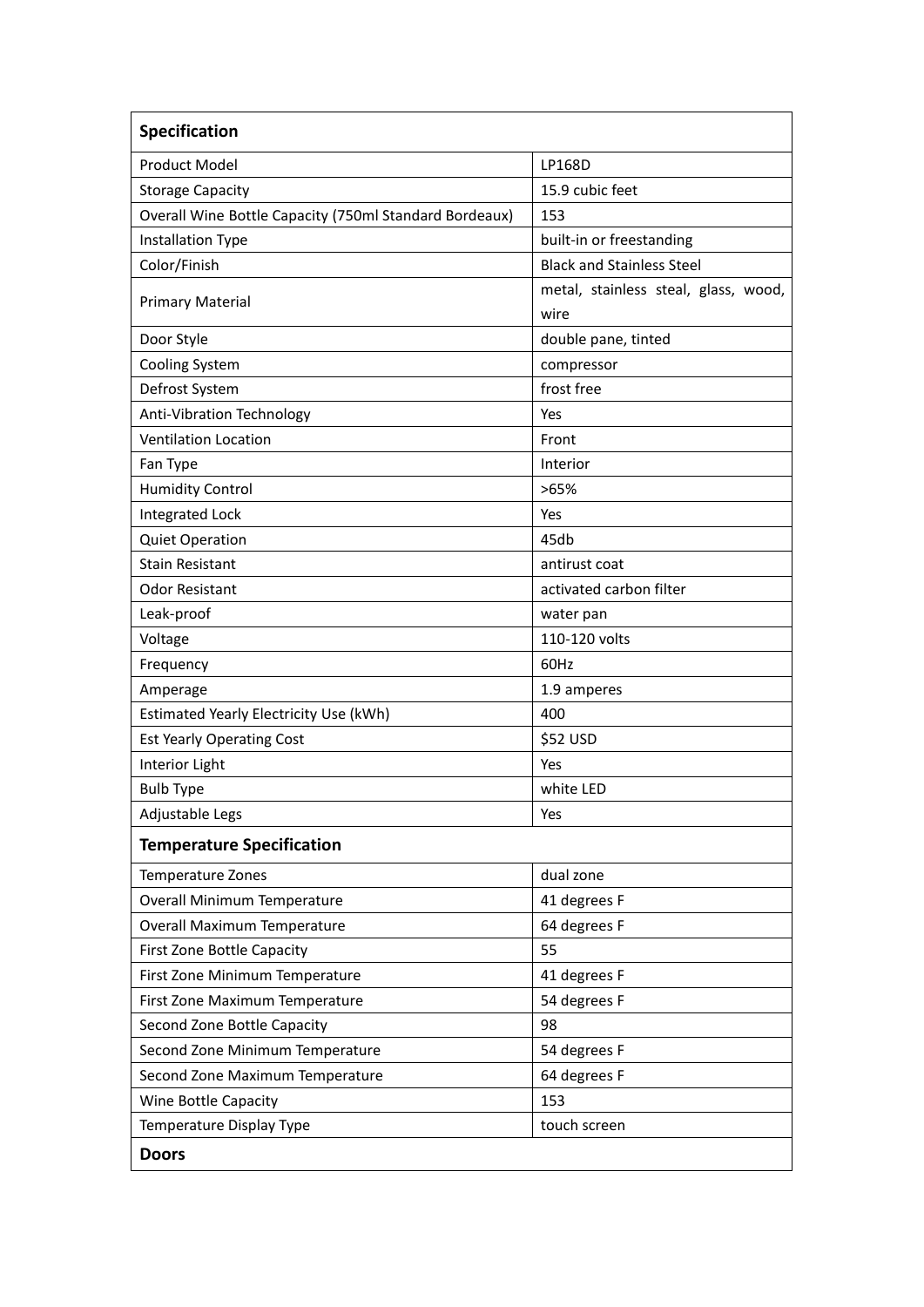| **Specification** | |
|---|---|
| Product Model | LP168D |
| Storage Capacity | 15.9 cubic feet |
| Overall Wine Bottle Capacity (750ml Standard Bordeaux) | 153 |
| Installation Type | built-in or freestanding |
| Color/Finish | Black and Stainless Steel |
| Primary Material | metal, stainless steal, glass, wood, wire |
| Door Style | double pane, tinted |
| Cooling System | compressor |
| Defrost System | frost free |
| Anti-Vibration Technology | Yes |
| Ventilation Location | Front |
| Fan Type | Interior |
| Humidity Control | >65% |
| Integrated Lock | Yes |
| Quiet Operation | 45db |
| Stain Resistant | antirust coat |
| Odor Resistant | activated carbon filter |
| Leak-proof | water pan |
| Voltage | 110-120 volts |
| Frequency | 60Hz |
| Amperage | 1.9 amperes |
| Estimated Yearly Electricity Use (kWh) | 400 |
| Est Yearly Operating Cost | $52 USD |
| Interior Light | Yes |
| Bulb Type | white LED |
| Adjustable Legs | Yes |
| **Temperature Specification** | |
| Temperature Zones | dual zone |
| Overall Minimum Temperature | 41 degrees F |
| Overall Maximum Temperature | 64 degrees F |
| First Zone Bottle Capacity | 55 |
| First Zone Minimum Temperature | 41 degrees F |
| First Zone Maximum Temperature | 54 degrees F |
| Second Zone Bottle Capacity | 98 |
| Second Zone Minimum Temperature | 54 degrees F |
| Second Zone Maximum Temperature | 64 degrees F |
| Wine Bottle Capacity | 153 |
| Temperature Display Type | touch screen |
| **Doors** | |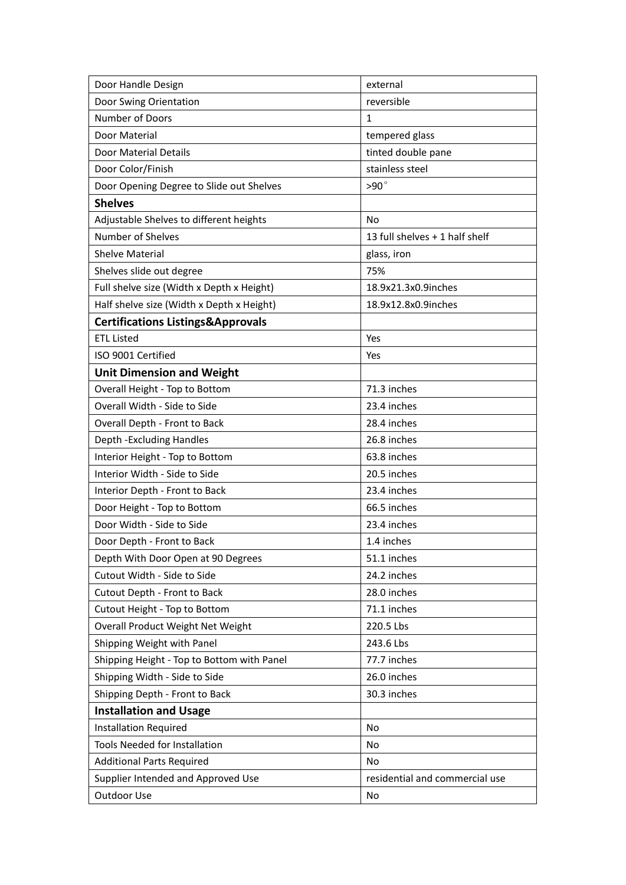| Door Handle Design | external |
|---|---|
| Door Swing Orientation | reversible |
| Number of Doors | 1 |
| Door Material | tempered glass |
| Door Material Details | tinted double pane |
| Door Color/Finish | stainless steel |
| Door Opening Degree to Slide out Shelves | >90° |
| **Shelves** | |
| Adjustable Shelves to different heights | No |
| Number of Shelves | 13 full shelves + 1 half shelf |
| Shelve Material | glass, iron |
| Shelves slide out degree | 75% |
| Full shelve size (Width x Depth x Height) | 18.9x21.3x0.9inches |
| Half shelve size (Width x Depth x Height) | 18.9x12.8x0.9inches |
| **Certifications Listings&Approvals** | |
| ETL Listed | Yes |
| ISO 9001 Certified | Yes |
| **Unit Dimension and Weight** | |
| Overall Height - Top to Bottom | 71.3 inches |
| Overall Width - Side to Side | 23.4 inches |
| Overall Depth - Front to Back | 28.4 inches |
| Depth -Excluding Handles | 26.8 inches |
| Interior Height - Top to Bottom | 63.8 inches |
| Interior Width - Side to Side | 20.5 inches |
| Interior Depth - Front to Back | 23.4 inches |
| Door Height - Top to Bottom | 66.5 inches |
| Door Width - Side to Side | 23.4 inches |
| Door Depth - Front to Back | 1.4 inches |
| Depth With Door Open at 90 Degrees | 51.1 inches |
| Cutout Width - Side to Side | 24.2 inches |
| Cutout Depth - Front to Back | 28.0 inches |
| Cutout Height - Top to Bottom | 71.1 inches |
| Overall Product Weight Net Weight | 220.5 Lbs |
| Shipping Weight with Panel | 243.6 Lbs |
| Shipping Height - Top to Bottom with Panel | 77.7 inches |
| Shipping Width - Side to Side | 26.0 inches |
| Shipping Depth - Front to Back | 30.3 inches |
| **Installation and Usage** | |
| Installation Required | No |
| Tools Needed for Installation | No |
| Additional Parts Required | No |
| Supplier Intended and Approved Use | residential and commercial use |
| Outdoor Use | No |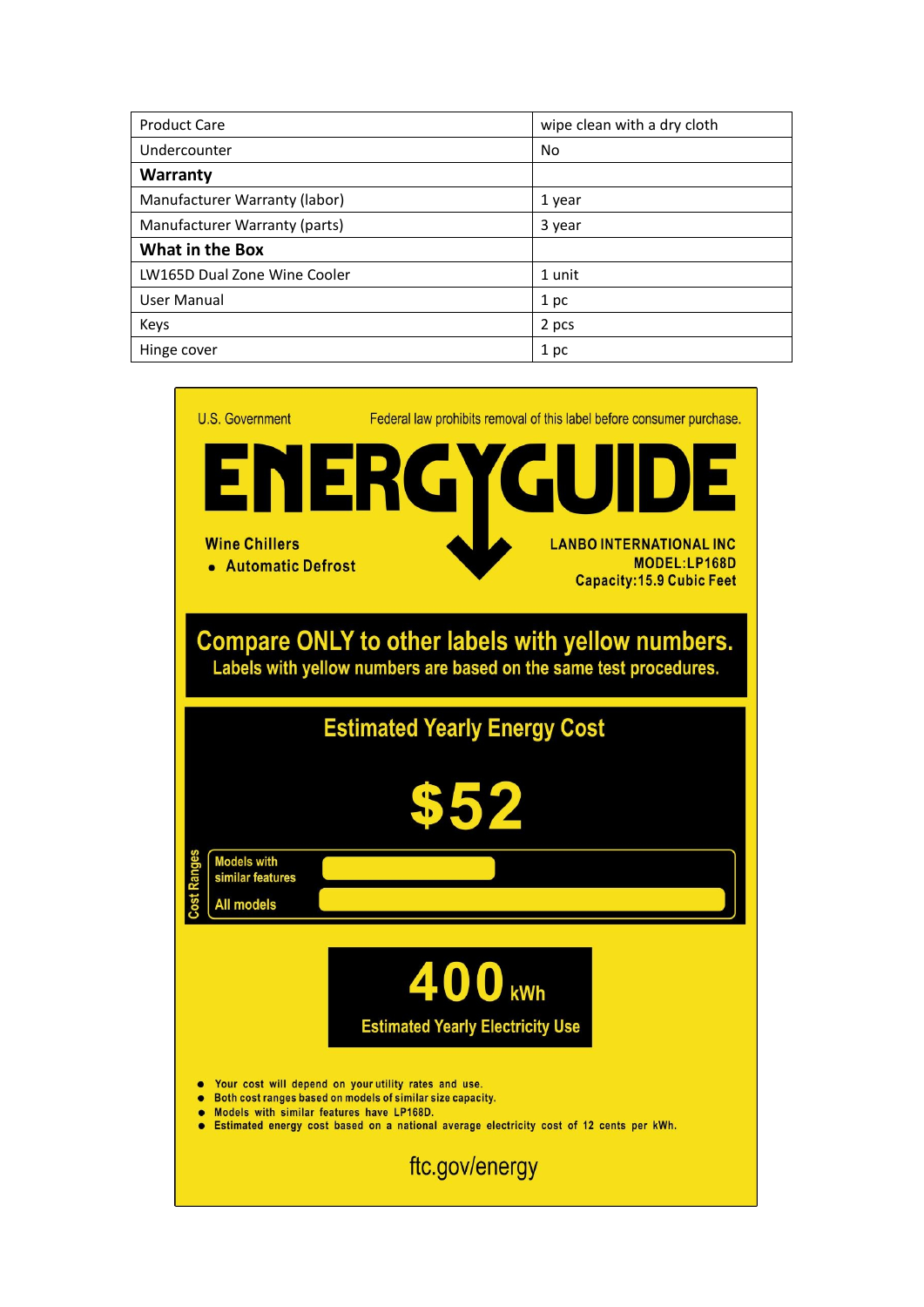| | |
|---|---|
| Product Care | wipe clean with a dry cloth |
| Undercounter | No |
| **Warranty** | |
| Manufacturer Warranty (labor) | 1 year |
| Manufacturer Warranty (parts) | 3 year |
| **What in the Box** | |
| LW165D Dual Zone Wine Cooler | 1 unit |
| User Manual | 1 pc |
| Keys | 2 pcs |
| Hinge cover | 1 pc |

U.S. Government

Federal law prohibits removal of this label before consumer purchase.

# ENERGYGUIDE

Wine Chillers

- Automatic Defrost

LANBO INTERNATIONAL INC
MODEL:LP168D
Capacity:15.9 Cubic Feet

**Compare ONLY to other labels with yellow numbers.**
Labels with yellow numbers are based on the same test procedures.

## Estimated Yearly Energy Cost

# $52

Cost Ranges

Models with similar features

All models

# 400 kWh

Estimated Yearly Electricity Use

- Your cost will depend on your utility rates and use.
- Both cost ranges based on models of similar size capacity.
- Models with similar features have LP168D.
- Estimated energy cost based on a national average electricity cost of 12 cents per kWh.

ftc.gov/energy